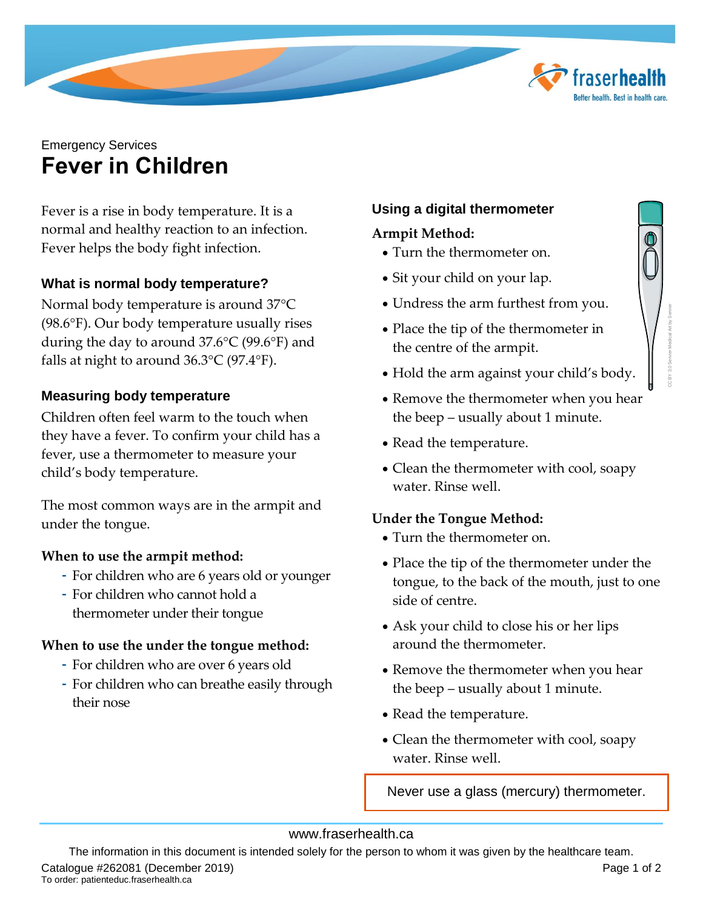Emergency Services

# Fever in Children

Fever is a rise in body temperature. It is a normal and healthy reaction to an infection. Fever helps the body fight infection.

### What is normal body temperature?

Normal body temperature is around 37°C (98.6°F). Our body temperature usually rises during the day to around 37.6°C (99.6°F) and falls at night to around 36.3°C (97.4°F).

### Measuring body temperature

Children often feel warm to the touch when they have a fever. To confirm your child has a fever, use a thermometer to measure your child's body temperature.

The most common ways are in the armpit and under the tongue.

**When to use the armpit method:**

- For children who are 6 years old or younger
- For children who cannot hold a thermometer under their tongue

**When to use the under the tongue method:**

- For children who are over 6 years old
- For children who can breathe easily through their nose

### Using a digital thermometer

**Armpit Method:**

- Turn the thermometer on.
- Sit your child on your lap.
- Undress the arm furthest from you.
- Place the tip of the thermometer in the centre of the armpit.
- Hold the arm against your child's body.
- Remove the thermometer when you hear the beep – usually about 1 minute.
- Read the temperature.
- Clean the thermometer with cool, soapy water. Rinse well.

**Under the Tongue Method:**

- Turn the thermometer on.
- Place the tip of the thermometer under the tongue, to the back of the mouth, just to one side of centre.
- Ask your child to close his or her lips around the thermometer.
- Remove the thermometer when you hear the beep – usually about 1 minute.
- Read the temperature.
- Clean the thermometer with cool, soapy water. Rinse well.

Never use a glass (mercury) thermometer.

www.fraserhealth.ca

The information in this document is intended solely for the person to whom it was given by the healthcare team.

Catalogue #262081 (December 2019)

To order: patienteduc.fraserhealth.ca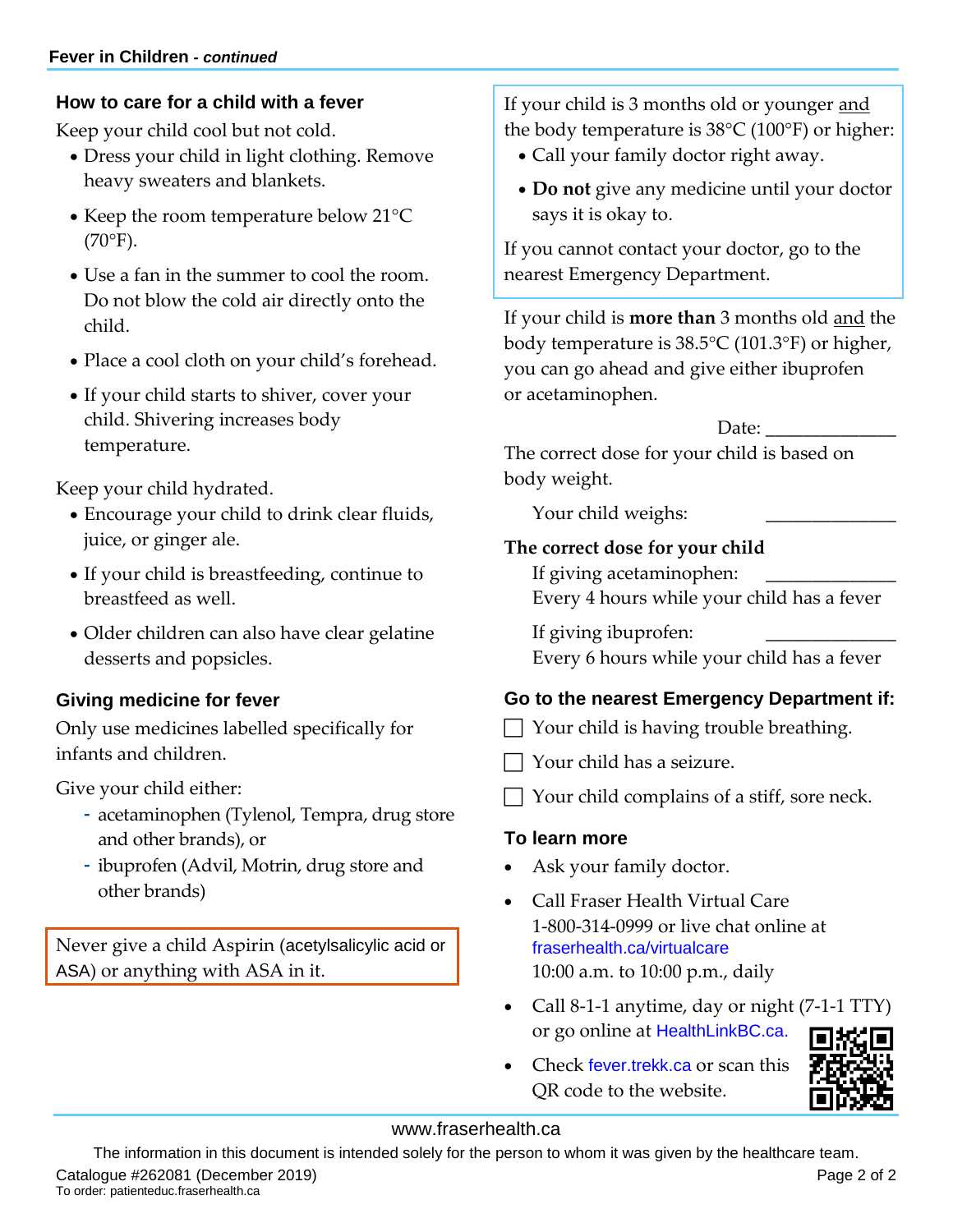## How to care for a child with a fever

Keep your child cool but not cold.

- Dress your child in light clothing. Remove heavy sweaters and blankets.
- Keep the room temperature below 21°C (70°F).
- Use a fan in the summer to cool the room. Do not blow the cold air directly onto the child.
- Place a cool cloth on your child's forehead.
- If your child starts to shiver, cover your child. Shivering increases body temperature.

Keep your child hydrated.

- Encourage your child to drink clear fluids, juice, or ginger ale.
- If your child is breastfeeding, continue to breastfeed as well.
- Older children can also have clear gelatine desserts and popsicles.

## Giving medicine for fever

Only use medicines labelled specifically for infants and children.

Give your child either:

- acetaminophen (Tylenol, Tempra, drug store and other brands), or
- ibuprofen (Advil, Motrin, drug store and other brands)

Never give a child Aspirin (acetylsalicylic acid or ASA) or anything with ASA in it.

If your child is 3 months old or younger and the body temperature is 38°C (100°F) or higher:

- Call your family doctor right away.
- **Do not** give any medicine until your doctor says it is okay to.

If you cannot contact your doctor, go to the nearest Emergency Department.

If your child is **more than** 3 months old and the body temperature is 38.5°C (101.3°F) or higher, you can go ahead and give either ibuprofen or acetaminophen.

Date: _______________

The correct dose for your child is based on body weight.

Your child weighs: _______________

**The correct dose for your child**

If giving acetaminophen: _______________
Every 4 hours while your child has a fever

If giving ibuprofen: _______________
Every 6 hours while your child has a fever

## Go to the nearest Emergency Department if:

- ☐ Your child is having trouble breathing.
- ☐ Your child has a seizure.
- ☐ Your child complains of a stiff, sore neck.

## To learn more

- Ask your family doctor.
- Call Fraser Health Virtual Care 1-800-314-0999 or live chat online at fraserhealth.ca/virtualcare 10:00 a.m. to 10:00 p.m., daily
- Call 8-1-1 anytime, day or night (7-1-1 TTY) or go online at HealthLinkBC.ca.
- Check fever.trekk.ca or scan this QR code to the website.

www.fraserhealth.ca

The information in this document is intended solely for the person to whom it was given by the healthcare team.

Catalogue #262081 (December 2019)
To order: patienteduc.fraserhealth.ca